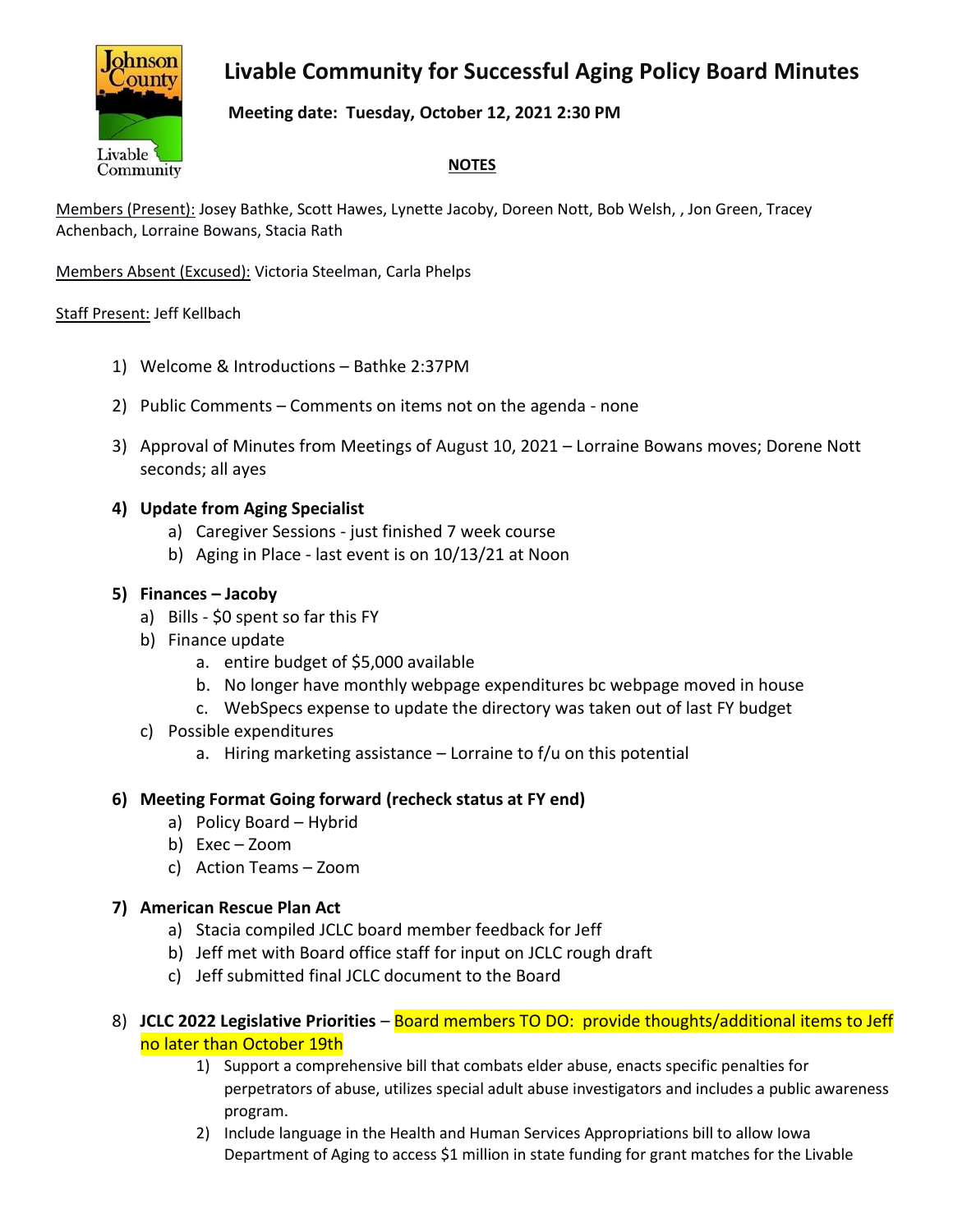# Livable Community for Successful Aging Policy Board Minutes

**Meeting date: Tuesday, October 12, 2021 2:30 PM**

**NOTES**

Members (Present): Josey Bathke, Scott Hawes, Lynette Jacoby, Doreen Nott, Bob Welsh, , Jon Green, Tracey Achenbach, Lorraine Bowans, Stacia Rath

Members Absent (Excused): Victoria Steelman, Carla Phelps

Staff Present: Jeff Kellbach

1) Welcome & Introductions – Bathke 2:37PM
2) Public Comments – Comments on items not on the agenda - none
3) Approval of Minutes from Meetings of August 10, 2021 – Lorraine Bowans moves; Dorene Nott seconds; all ayes
4) **Update from Aging Specialist**
   a) Caregiver Sessions - just finished 7 week course
   b) Aging in Place - last event is on 10/13/21 at Noon
5) **Finances – Jacoby**
   a) Bills - $0 spent so far this FY
   b) Finance update
      a. entire budget of $5,000 available
      b. No longer have monthly webpage expenditures bc webpage moved in house
      c. WebSpecs expense to update the directory was taken out of last FY budget
   c) Possible expenditures
      a. Hiring marketing assistance – Lorraine to f/u on this potential
6) **Meeting Format Going forward (recheck status at FY end)**
   a) Policy Board – Hybrid
   b) Exec – Zoom
   c) Action Teams – Zoom
7) **American Rescue Plan Act**
   a) Stacia compiled JCLC board member feedback for Jeff
   b) Jeff met with Board office staff for input on JCLC rough draft
   c) Jeff submitted final JCLC document to the Board
8) **JCLC 2022 Legislative Priorities** – Board members TO DO: provide thoughts/additional items to Jeff no later than October 19th
   1) Support a comprehensive bill that combats elder abuse, enacts specific penalties for perpetrators of abuse, utilizes special adult abuse investigators and includes a public awareness program.
   2) Include language in the Health and Human Services Appropriations bill to allow Iowa Department of Aging to access $1 million in state funding for grant matches for the Livable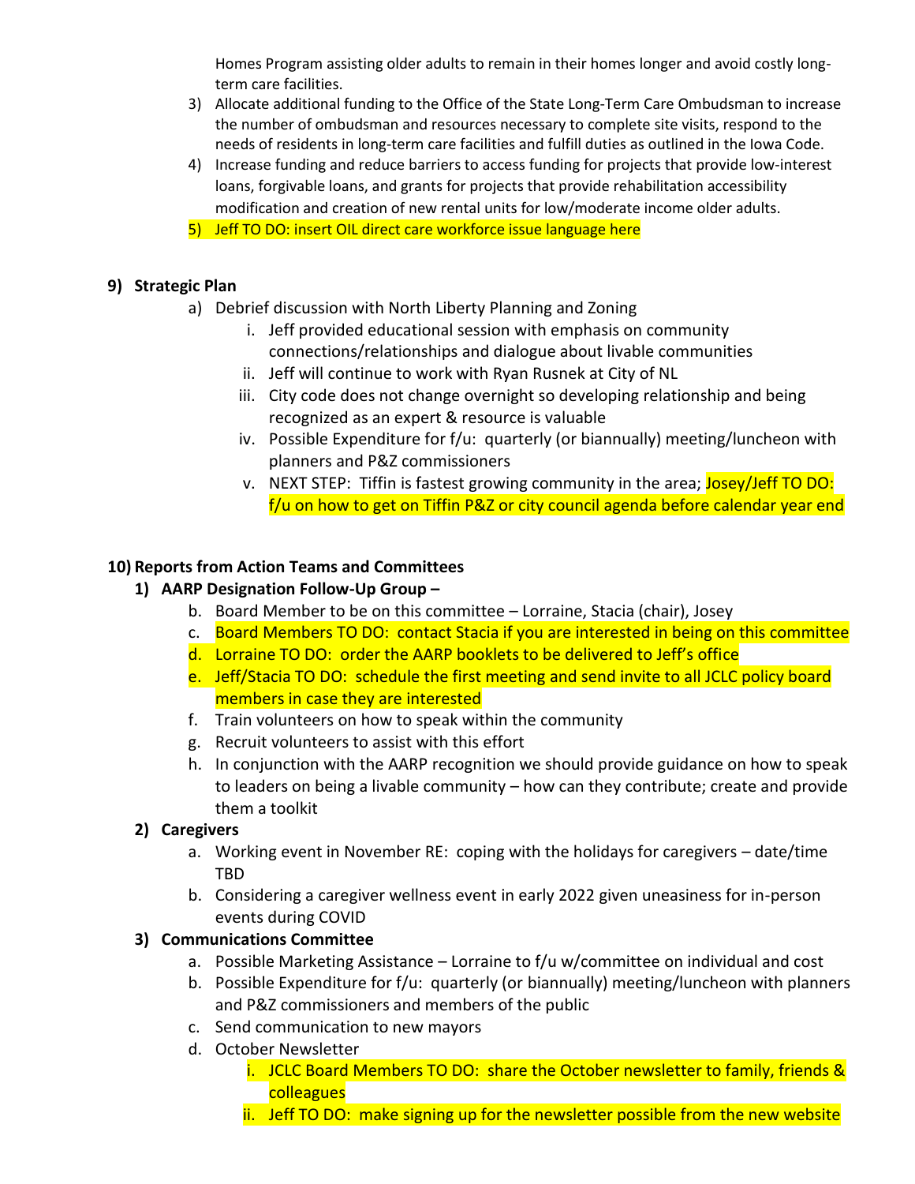Homes Program assisting older adults to remain in their homes longer and avoid costly long-term care facilities.

3) Allocate additional funding to the Office of the State Long-Term Care Ombudsman to increase the number of ombudsman and resources necessary to complete site visits, respond to the needs of residents in long-term care facilities and fulfill duties as outlined in the Iowa Code.
4) Increase funding and reduce barriers to access funding for projects that provide low-interest loans, forgivable loans, and grants for projects that provide rehabilitation accessibility modification and creation of new rental units for low/moderate income older adults.
5) Jeff TO DO: insert OIL direct care workforce issue language here

**9) Strategic Plan**

a) Debrief discussion with North Liberty Planning and Zoning
   i. Jeff provided educational session with emphasis on community connections/relationships and dialogue about livable communities
   ii. Jeff will continue to work with Ryan Rusnek at City of NL
   iii. City code does not change overnight so developing relationship and being recognized as an expert & resource is valuable
   iv. Possible Expenditure for f/u: quarterly (or biannually) meeting/luncheon with planners and P&Z commissioners
   v. NEXT STEP: Tiffin is fastest growing community in the area; Josey/Jeff TO DO: f/u on how to get on Tiffin P&Z or city council agenda before calendar year end

**10) Reports from Action Teams and Committees**

**1) AARP Designation Follow-Up Group –**

b. Board Member to be on this committee – Lorraine, Stacia (chair), Josey
c. Board Members TO DO: contact Stacia if you are interested in being on this committee
d. Lorraine TO DO: order the AARP booklets to be delivered to Jeff's office
e. Jeff/Stacia TO DO: schedule the first meeting and send invite to all JCLC policy board members in case they are interested
f. Train volunteers on how to speak within the community
g. Recruit volunteers to assist with this effort
h. In conjunction with the AARP recognition we should provide guidance on how to speak to leaders on being a livable community – how can they contribute; create and provide them a toolkit

**2) Caregivers**

a. Working event in November RE: coping with the holidays for caregivers – date/time TBD
b. Considering a caregiver wellness event in early 2022 given uneasiness for in-person events during COVID

**3) Communications Committee**

a. Possible Marketing Assistance – Lorraine to f/u w/committee on individual and cost
b. Possible Expenditure for f/u: quarterly (or biannually) meeting/luncheon with planners and P&Z commissioners and members of the public
c. Send communication to new mayors
d. October Newsletter
   i. JCLC Board Members TO DO: share the October newsletter to family, friends & colleagues
   ii. Jeff TO DO: make signing up for the newsletter possible from the new website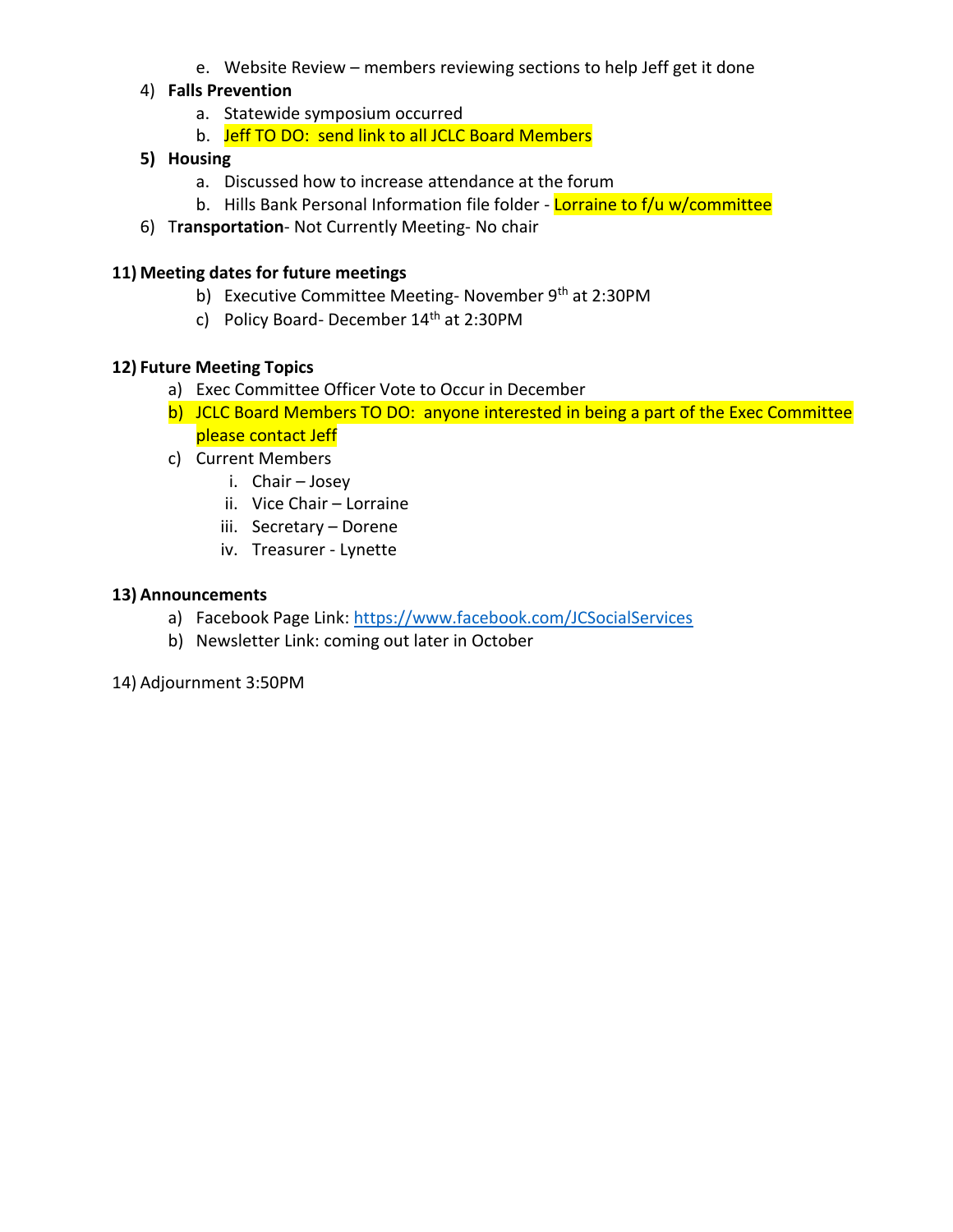e. Website Review – members reviewing sections to help Jeff get it done

4) **Falls Prevention**
   a. Statewide symposium occurred
   b. Jeff TO DO: send link to all JCLC Board Members

5) **Housing**
   a. Discussed how to increase attendance at the forum
   b. Hills Bank Personal Information file folder - Lorraine to f/u w/committee

6) T**ransportation**- Not Currently Meeting- No chair

**11) Meeting dates for future meetings**

   b) Executive Committee Meeting- November 9th at 2:30PM
   c) Policy Board- December 14th at 2:30PM

**12) Future Meeting Topics**

   a) Exec Committee Officer Vote to Occur in December
   b) JCLC Board Members TO DO: anyone interested in being a part of the Exec Committee please contact Jeff
   c) Current Members
      i. Chair – Josey
      ii. Vice Chair – Lorraine
      iii. Secretary – Dorene
      iv. Treasurer - Lynette

**13) Announcements**

   a) Facebook Page Link: https://www.facebook.com/JCSocialServices
   b) Newsletter Link: coming out later in October

14) Adjournment 3:50PM